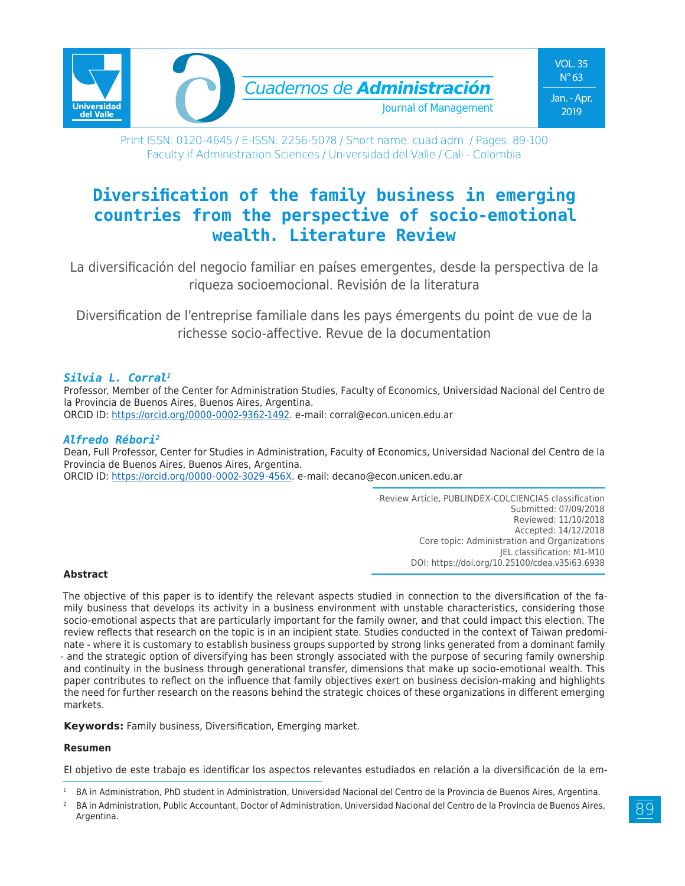# Diversification of the family business in emerging countries from the perspective of socio-emotional wealth. Literature Review

La diversificación del negocio familiar en países emergentes, desde la perspectiva de la riqueza socioemocional. Revisión de la literatura

Diversification de l'entreprise familiale dans les pays émergents du point de vue de la richesse socio-affective. Revue de la documentation

***Silvia L. Corral***[1]

Professor, Member of the Center for Administration Studies, Faculty of Economics, Universidad Nacional del Centro de la Provincia de Buenos Aires, Buenos Aires, Argentina.
ORCID ID: https://orcid.org/0000-0002-9362-1492. e-mail: corral@econ.unicen.edu.ar

***Alfredo Rébori***[2]

Dean, Full Professor, Center for Studies in Administration, Faculty of Economics, Universidad Nacional del Centro de la Provincia de Buenos Aires, Buenos Aires, Argentina.
ORCID ID: https://orcid.org/0000-0002-3029-456X. e-mail: decano@econ.unicen.edu.ar

Review Article, PUBLINDEX-COLCIENCIAS classification
Submitted: 07/09/2018
Reviewed: 11/10/2018
Accepted: 14/12/2018
Core topic: Administration and Organizations
JEL classification: M1-M10
DOI: https://doi.org/10.25100/cdea.v35i63.6938

**Abstract**

The objective of this paper is to identify the relevant aspects studied in connection to the diversification of the family business that develops its activity in a business environment with unstable characteristics, considering those socio-emotional aspects that are particularly important for the family owner, and that could impact this election. The review reflects that research on the topic is in an incipient state. Studies conducted in the context of Taiwan predominate - where it is customary to establish business groups supported by strong links generated from a dominant family - and the strategic option of diversifying has been strongly associated with the purpose of securing family ownership and continuity in the business through generational transfer, dimensions that make up socio-emotional wealth. This paper contributes to reflect on the influence that family objectives exert on business decision-making and highlights the need for further research on the reasons behind the strategic choices of these organizations in different emerging markets.

**Keywords:** Family business, Diversification, Emerging market.

**Resumen**

El objetivo de este trabajo es identificar los aspectos relevantes estudiados en relación a la diversificación de la em-

[1] BA in Administration, PhD student in Administration, Universidad Nacional del Centro de la Provincia de Buenos Aires, Argentina.

[2] BA in Administration, Public Accountant, Doctor of Administration, Universidad Nacional del Centro de la Provincia de Buenos Aires, Argentina.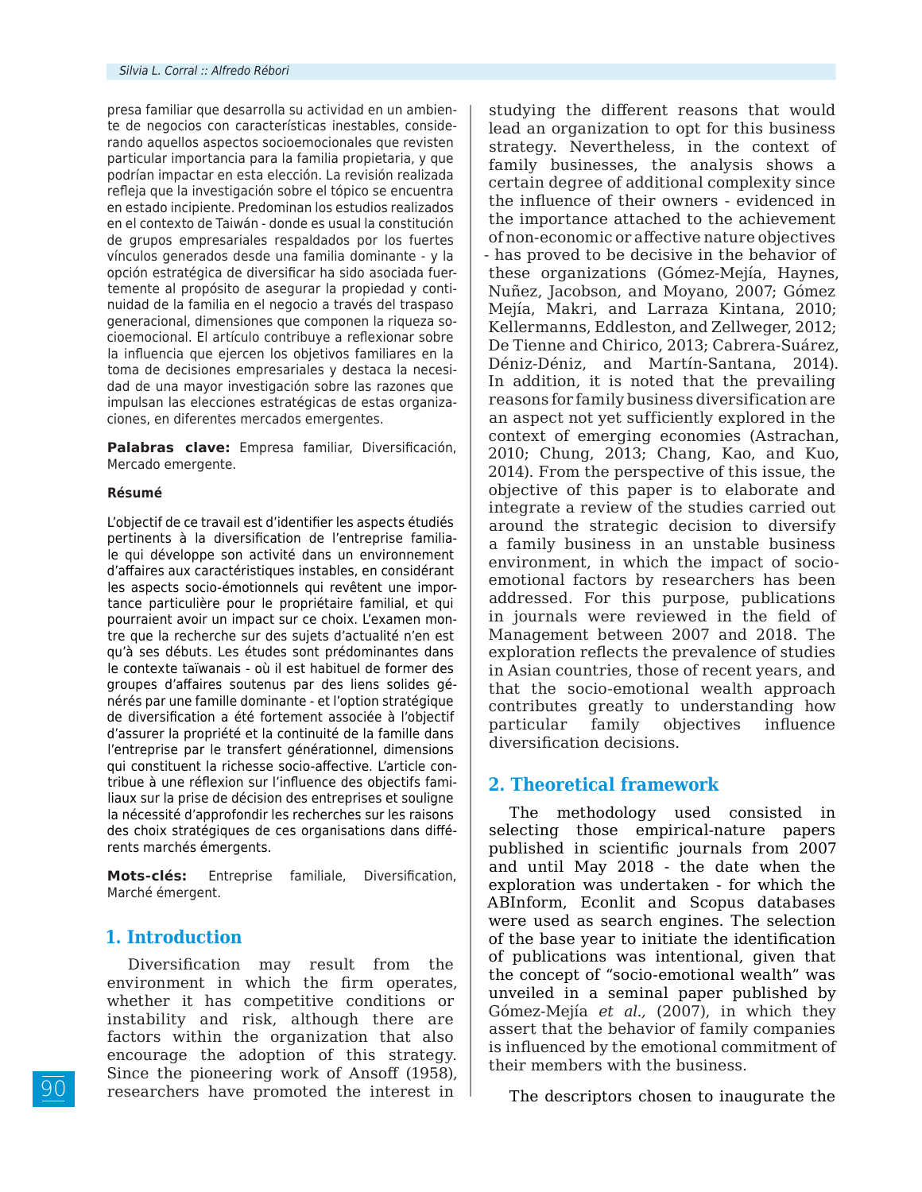presa familiar que desarrolla su actividad en un ambiente de negocios con características inestables, considerando aquellos aspectos socioemocionales que revisten particular importancia para la familia propietaria, y que podrían impactar en esta elección. La revisión realizada refleja que la investigación sobre el tópico se encuentra en estado incipiente. Predominan los estudios realizados en el contexto de Taiwán - donde es usual la constitución de grupos empresariales respaldados por los fuertes vínculos generados desde una familia dominante - y la opción estratégica de diversificar ha sido asociada fuertemente al propósito de asegurar la propiedad y continuidad de la familia en el negocio a través del traspaso generacional, dimensiones que componen la riqueza socioemocional. El artículo contribuye a reflexionar sobre la influencia que ejercen los objetivos familiares en la toma de decisiones empresariales y destaca la necesidad de una mayor investigación sobre las razones que impulsan las elecciones estratégicas de estas organizaciones, en diferentes mercados emergentes.

**Palabras clave:** Empresa familiar, Diversificación, Mercado emergente.

**Résumé**

L'objectif de ce travail est d'identifier les aspects étudiés pertinents à la diversification de l'entreprise familiale qui développe son activité dans un environnement d'affaires aux caractéristiques instables, en considérant les aspects socio-émotionnels qui revêtent une importance particulière pour le propriétaire familial, et qui pourraient avoir un impact sur ce choix. L'examen montre que la recherche sur des sujets d'actualité n'en est qu'à ses débuts. Les études sont prédominantes dans le contexte taïwanais - où il est habituel de former des groupes d'affaires soutenus par des liens solides générés par une famille dominante - et l'option stratégique de diversification a été fortement associée à l'objectif d'assurer la propriété et la continuité de la famille dans l'entreprise par le transfert générationnel, dimensions qui constituent la richesse socio-affective. L'article contribue à une réflexion sur l'influence des objectifs familiaux sur la prise de décision des entreprises et souligne la nécessité d'approfondir les recherches sur les raisons des choix stratégiques de ces organisations dans différents marchés émergents.

**Mots-clés:** Entreprise familiale, Diversification, Marché émergent.

## 1. Introduction

Diversification may result from the environment in which the firm operates, whether it has competitive conditions or instability and risk, although there are factors within the organization that also encourage the adoption of this strategy. Since the pioneering work of Ansoff (1958), researchers have promoted the interest in studying the different reasons that would lead an organization to opt for this business strategy. Nevertheless, in the context of family businesses, the analysis shows a certain degree of additional complexity since the influence of their owners - evidenced in the importance attached to the achievement of non-economic or affective nature objectives - has proved to be decisive in the behavior of these organizations (Gómez-Mejía, Haynes, Nuñez, Jacobson, and Moyano, 2007; Gómez Mejía, Makri, and Larraza Kintana, 2010; Kellermanns, Eddleston, and Zellweger, 2012; De Tienne and Chirico, 2013; Cabrera-Suárez, Déniz-Déniz, and Martín-Santana, 2014). In addition, it is noted that the prevailing reasons for family business diversification are an aspect not yet sufficiently explored in the context of emerging economies (Astrachan, 2010; Chung, 2013; Chang, Kao, and Kuo, 2014). From the perspective of this issue, the objective of this paper is to elaborate and integrate a review of the studies carried out around the strategic decision to diversify a family business in an unstable business environment, in which the impact of socio-emotional factors by researchers has been addressed. For this purpose, publications in journals were reviewed in the field of Management between 2007 and 2018. The exploration reflects the prevalence of studies in Asian countries, those of recent years, and that the socio-emotional wealth approach contributes greatly to understanding how particular family objectives influence diversification decisions.

## 2. Theoretical framework

The methodology used consisted in selecting those empirical-nature papers published in scientific journals from 2007 and until May 2018 - the date when the exploration was undertaken - for which the ABInform, Econlit and Scopus databases were used as search engines. The selection of the base year to initiate the identification of publications was intentional, given that the concept of "socio-emotional wealth" was unveiled in a seminal paper published by Gómez-Mejía *et al.*, (2007), in which they assert that the behavior of family companies is influenced by the emotional commitment of their members with the business.

The descriptors chosen to inaugurate the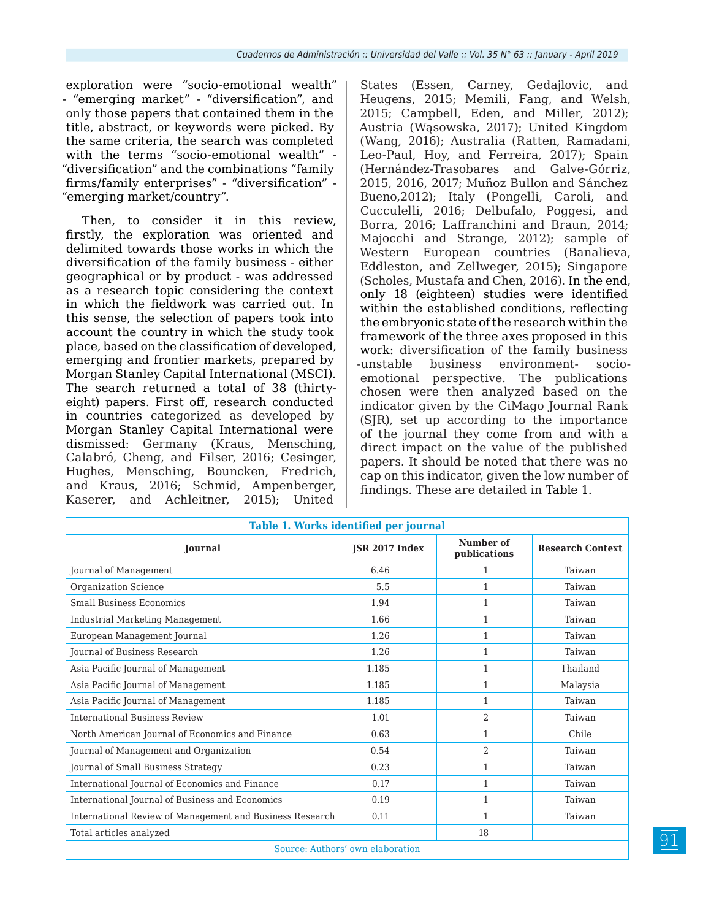exploration were “socio-emotional wealth” - “emerging market” - “diversification”, and only those papers that contained them in the title, abstract, or keywords were picked. By the same criteria, the search was completed with the terms “socio-emotional wealth” - “diversification” and the combinations “family firms/family enterprises” - “diversification” - “emerging market/country”.

Then, to consider it in this review, firstly, the exploration was oriented and delimited towards those works in which the diversification of the family business - either geographical or by product - was addressed as a research topic considering the context in which the fieldwork was carried out. In this sense, the selection of papers took into account the country in which the study took place, based on the classification of developed, emerging and frontier markets, prepared by Morgan Stanley Capital International (MSCI). The search returned a total of 38 (thirty-eight) papers. First off, research conducted in countries categorized as developed by Morgan Stanley Capital International were dismissed: Germany (Kraus, Mensching, Calabró, Cheng, and Filser, 2016; Cesinger, Hughes, Mensching, Bouncken, Fredrich, and Kraus, 2016; Schmid, Ampenberger, Kaserer, and Achleitner, 2015); United States (Essen, Carney, Gedajlovic, and Heugens, 2015; Memili, Fang, and Welsh, 2015; Campbell, Eden, and Miller, 2012); Austria (Wąsowska, 2017); United Kingdom (Wang, 2016); Australia (Ratten, Ramadani, Leo-Paul, Hoy, and Ferreira, 2017); Spain (Hernández-Trasobares and Galve-Górriz, 2015, 2016, 2017; Muñoz Bullon and Sánchez Bueno,2012); Italy (Pongelli, Caroli, and Cucculelli, 2016; Delbufalo, Poggesi, and Borra, 2016; Laffranchini and Braun, 2014; Majocchi and Strange, 2012); sample of Western European countries (Banalieva, Eddleston, and Zellweger, 2015); Singapore (Scholes, Mustafa and Chen, 2016). In the end, only 18 (eighteen) studies were identified within the established conditions, reflecting the embryonic state of the research within the framework of the three axes proposed in this work: diversification of the family business -unstable business environment- socio-emotional perspective. The publications chosen were then analyzed based on the indicator given by the CiMago Journal Rank (SJR), set up according to the importance of the journal they come from and with a direct impact on the value of the published papers. It should be noted that there was no cap on this indicator, given the low number of findings. These are detailed in Table 1.

**Table 1. Works identified per journal**

| Journal | JSR 2017 Index | Number of publications | Research Context |
|---|---|---|---|
| Journal of Management | 6.46 | 1 | Taiwan |
| Organization Science | 5.5 | 1 | Taiwan |
| Small Business Economics | 1.94 | 1 | Taiwan |
| Industrial Marketing Management | 1.66 | 1 | Taiwan |
| European Management Journal | 1.26 | 1 | Taiwan |
| Journal of Business Research | 1.26 | 1 | Taiwan |
| Asia Pacific Journal of Management | 1.185 | 1 | Thailand |
| Asia Pacific Journal of Management | 1.185 | 1 | Malaysia |
| Asia Pacific Journal of Management | 1.185 | 1 | Taiwan |
| International Business Review | 1.01 | 2 | Taiwan |
| North American Journal of Economics and Finance | 0.63 | 1 | Chile |
| Journal of Management and Organization | 0.54 | 2 | Taiwan |
| Journal of Small Business Strategy | 0.23 | 1 | Taiwan |
| International Journal of Economics and Finance | 0.17 | 1 | Taiwan |
| International Journal of Business and Economics | 0.19 | 1 | Taiwan |
| International Review of Management and Business Research | 0.11 | 1 | Taiwan |
| Total articles analyzed | | 18 | |

Source: Authors’ own elaboration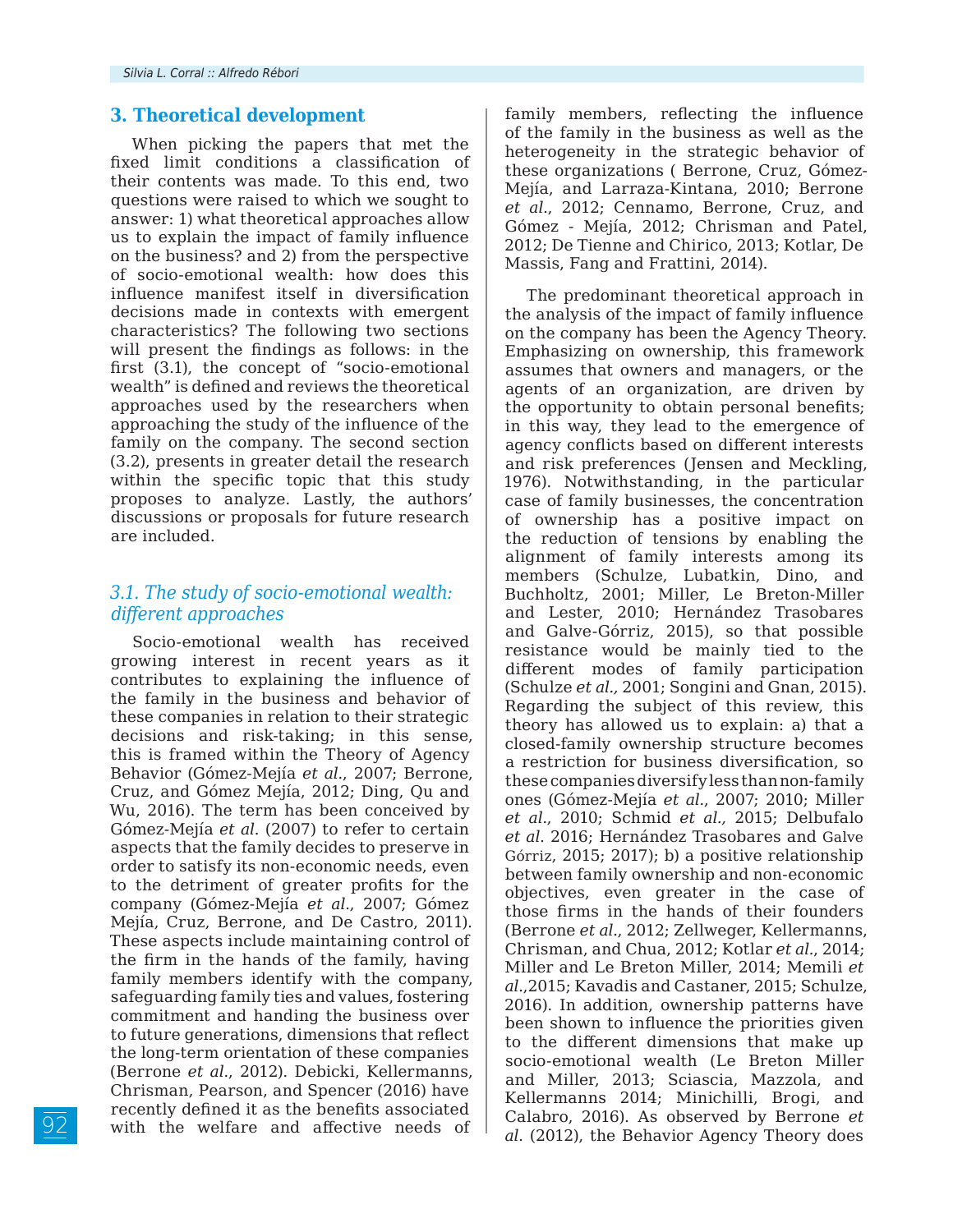## 3. Theoretical development

When picking the papers that met the fixed limit conditions a classification of their contents was made. To this end, two questions were raised to which we sought to answer: 1) what theoretical approaches allow us to explain the impact of family influence on the business? and 2) from the perspective of socio-emotional wealth: how does this influence manifest itself in diversification decisions made in contexts with emergent characteristics? The following two sections will present the findings as follows: in the first (3.1), the concept of "socio-emotional wealth" is defined and reviews the theoretical approaches used by the researchers when approaching the study of the influence of the family on the company. The second section (3.2), presents in greater detail the research within the specific topic that this study proposes to analyze. Lastly, the authors' discussions or proposals for future research are included.

### *3.1. The study of socio-emotional wealth: different approaches*

Socio-emotional wealth has received growing interest in recent years as it contributes to explaining the influence of the family in the business and behavior of these companies in relation to their strategic decisions and risk-taking; in this sense, this is framed within the Theory of Agency Behavior (Gómez-Mejía *et al.*, 2007; Berrone, Cruz, and Gómez Mejía, 2012; Ding, Qu and Wu, 2016). The term has been conceived by Gómez-Mejía *et al.* (2007) to refer to certain aspects that the family decides to preserve in order to satisfy its non-economic needs, even to the detriment of greater profits for the company (Gómez-Mejía *et al.*, 2007; Gómez Mejía, Cruz, Berrone, and De Castro, 2011). These aspects include maintaining control of the firm in the hands of the family, having family members identify with the company, safeguarding family ties and values, fostering commitment and handing the business over to future generations, dimensions that reflect the long-term orientation of these companies (Berrone *et al.*, 2012). Debicki, Kellermanns, Chrisman, Pearson, and Spencer (2016) have recently defined it as the benefits associated with the welfare and affective needs of family members, reflecting the influence of the family in the business as well as the heterogeneity in the strategic behavior of these organizations ( Berrone, Cruz, Gómez-Mejía, and Larraza-Kintana, 2010; Berrone *et al.*, 2012; Cennamo, Berrone, Cruz, and Gómez - Mejía, 2012; Chrisman and Patel, 2012; De Tienne and Chirico, 2013; Kotlar, De Massis, Fang and Frattini, 2014).

The predominant theoretical approach in the analysis of the impact of family influence on the company has been the Agency Theory. Emphasizing on ownership, this framework assumes that owners and managers, or the agents of an organization, are driven by the opportunity to obtain personal benefits; in this way, they lead to the emergence of agency conflicts based on different interests and risk preferences (Jensen and Meckling, 1976). Notwithstanding, in the particular case of family businesses, the concentration of ownership has a positive impact on the reduction of tensions by enabling the alignment of family interests among its members (Schulze, Lubatkin, Dino, and Buchholtz, 2001; Miller, Le Breton-Miller and Lester, 2010; Hernández Trasobares and Galve-Górriz, 2015), so that possible resistance would be mainly tied to the different modes of family participation (Schulze *et al.,* 2001; Songini and Gnan, 2015). Regarding the subject of this review, this theory has allowed us to explain: a) that a closed-family ownership structure becomes a restriction for business diversification, so these companies diversify less than non-family ones (Gómez-Mejía *et al.*, 2007; 2010; Miller *et al.*, 2010; Schmid *et al.,* 2015; Delbufalo *et al.* 2016; Hernández Trasobares and Galve Górriz, 2015; 2017); b) a positive relationship between family ownership and non-economic objectives, even greater in the case of those firms in the hands of their founders (Berrone *et al.*, 2012; Zellweger, Kellermanns, Chrisman, and Chua, 2012; Kotlar *et al.*, 2014; Miller and Le Breton Miller, 2014; Memili *et al.*,2015; Kavadis and Castaner, 2015; Schulze, 2016). In addition, ownership patterns have been shown to influence the priorities given to the different dimensions that make up socio-emotional wealth (Le Breton Miller and Miller, 2013; Sciascia, Mazzola, and Kellermanns 2014; Minichilli, Brogi, and Calabro, 2016). As observed by Berrone *et al.* (2012), the Behavior Agency Theory does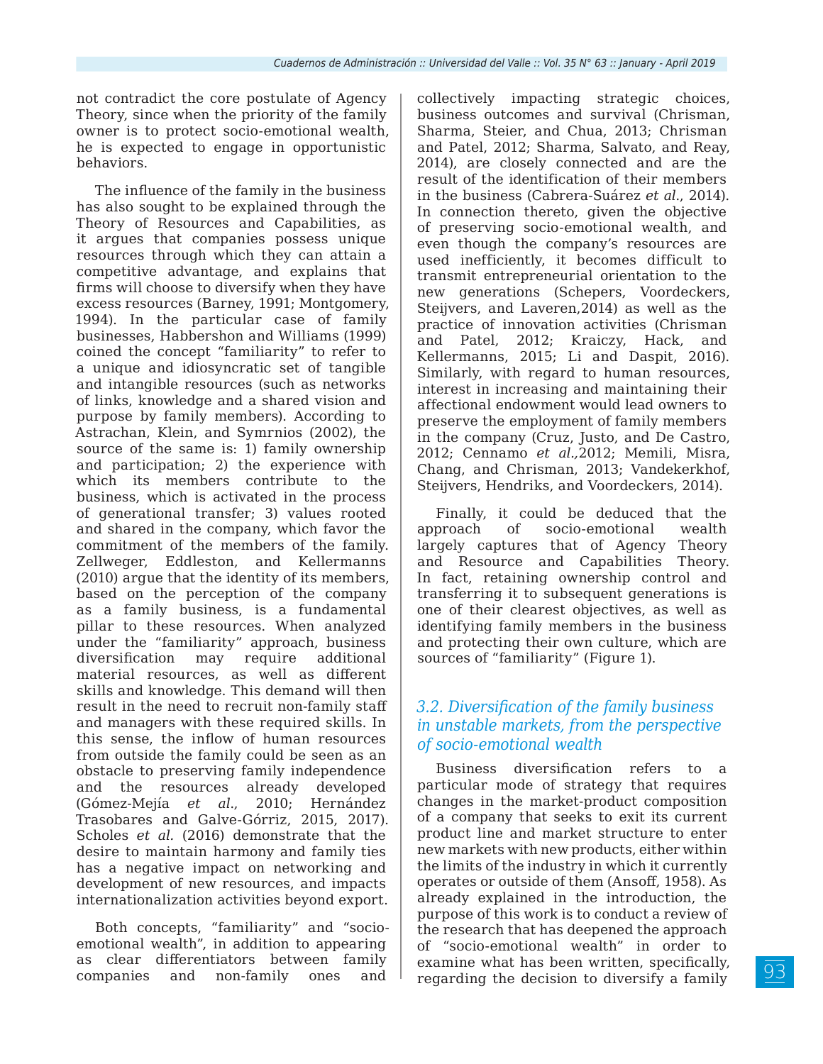not contradict the core postulate of Agency Theory, since when the priority of the family owner is to protect socio-emotional wealth, he is expected to engage in opportunistic behaviors.

The influence of the family in the business has also sought to be explained through the Theory of Resources and Capabilities, as it argues that companies possess unique resources through which they can attain a competitive advantage, and explains that firms will choose to diversify when they have excess resources (Barney, 1991; Montgomery, 1994). In the particular case of family businesses, Habbershon and Williams (1999) coined the concept "familiarity" to refer to a unique and idiosyncratic set of tangible and intangible resources (such as networks of links, knowledge and a shared vision and purpose by family members). According to Astrachan, Klein, and Symrnios (2002), the source of the same is: 1) family ownership and participation; 2) the experience with which its members contribute to the business, which is activated in the process of generational transfer; 3) values rooted and shared in the company, which favor the commitment of the members of the family. Zellweger, Eddleston, and Kellermanns (2010) argue that the identity of its members, based on the perception of the company as a family business, is a fundamental pillar to these resources. When analyzed under the "familiarity" approach, business diversification may require additional material resources, as well as different skills and knowledge. This demand will then result in the need to recruit non-family staff and managers with these required skills. In this sense, the inflow of human resources from outside the family could be seen as an obstacle to preserving family independence and the resources already developed (Gómez-Mejía *et al.*, 2010; Hernández Trasobares and Galve-Górriz, 2015, 2017). Scholes *et al.* (2016) demonstrate that the desire to maintain harmony and family ties has a negative impact on networking and development of new resources, and impacts internationalization activities beyond export.

Both concepts, "familiarity" and "socio-emotional wealth", in addition to appearing as clear differentiators between family companies and non-family ones and collectively impacting strategic choices, business outcomes and survival (Chrisman, Sharma, Steier, and Chua, 2013; Chrisman and Patel, 2012; Sharma, Salvato, and Reay, 2014), are closely connected and are the result of the identification of their members in the business (Cabrera-Suárez *et al.*, 2014). In connection thereto, given the objective of preserving socio-emotional wealth, and even though the company's resources are used inefficiently, it becomes difficult to transmit entrepreneurial orientation to the new generations (Schepers, Voordeckers, Steijvers, and Laveren,2014) as well as the practice of innovation activities (Chrisman and Patel, 2012; Kraiczy, Hack, and Kellermanns, 2015; Li and Daspit, 2016). Similarly, with regard to human resources, interest in increasing and maintaining their affectional endowment would lead owners to preserve the employment of family members in the company (Cruz, Justo, and De Castro, 2012; Cennamo *et al.,*2012; Memili, Misra, Chang, and Chrisman, 2013; Vandekerkhof, Steijvers, Hendriks, and Voordeckers, 2014).

Finally, it could be deduced that the approach of socio-emotional wealth largely captures that of Agency Theory and Resource and Capabilities Theory. In fact, retaining ownership control and transferring it to subsequent generations is one of their clearest objectives, as well as identifying family members in the business and protecting their own culture, which are sources of "familiarity" (Figure 1).

### *3.2. Diversification of the family business in unstable markets, from the perspective of socio-emotional wealth*

Business diversification refers to a particular mode of strategy that requires changes in the market-product composition of a company that seeks to exit its current product line and market structure to enter new markets with new products, either within the limits of the industry in which it currently operates or outside of them (Ansoff, 1958). As already explained in the introduction, the purpose of this work is to conduct a review of the research that has deepened the approach of "socio-emotional wealth" in order to examine what has been written, specifically, regarding the decision to diversify a family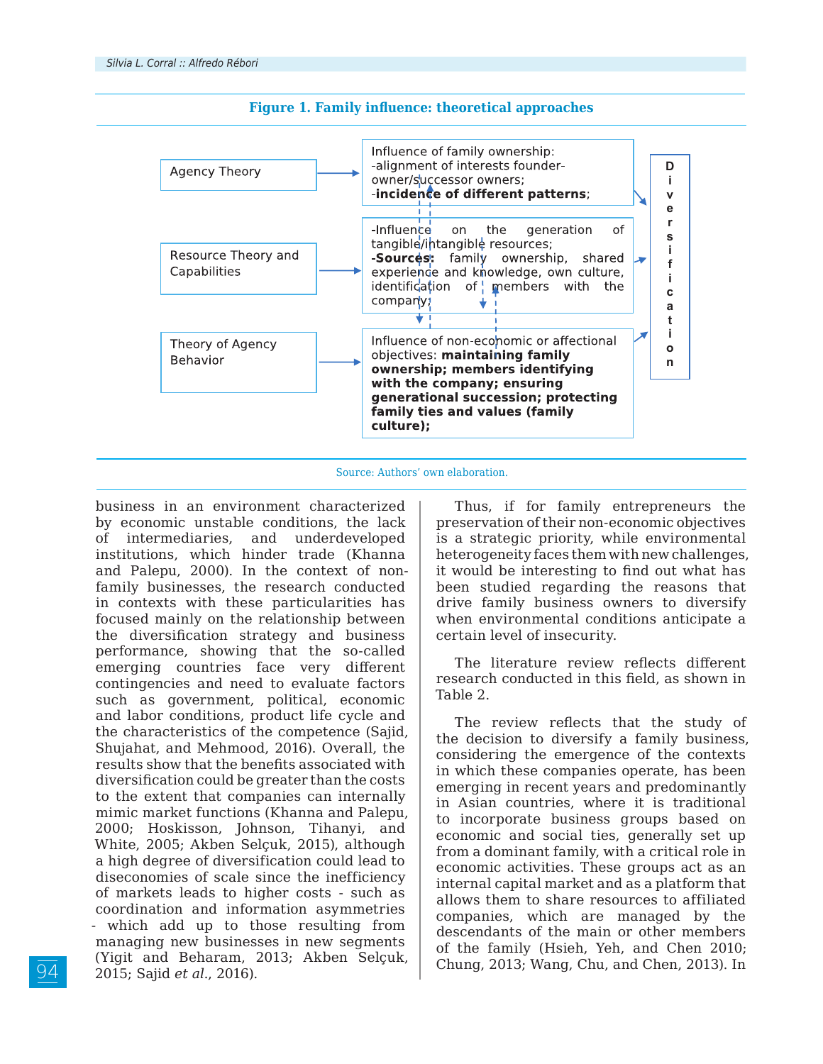**Figure 1. Family influence: theoretical approaches**

| Theory | Influence |
|---|---|
| Agency Theory | Influence of family ownership: -alignment of interests founder-owner/successor owners; -**incidence of different patterns**; |
| Resource Theory and Capabilities | -Influence on the generation of tangible/intangible resources; **-Sources:** family ownership, shared experience and knowledge, own culture, identification of members with the company; |
| Theory of Agency Behavior | Influence of non-economic or affectional objectives: **maintaining family ownership; members identifying with the company; ensuring generational succession; protecting family ties and values (family culture);** |

→ Diversification

Source: Authors' own elaboration.

business in an environment characterized by economic unstable conditions, the lack of intermediaries, and underdeveloped institutions, which hinder trade (Khanna and Palepu, 2000). In the context of non-family businesses, the research conducted in contexts with these particularities has focused mainly on the relationship between the diversification strategy and business performance, showing that the so-called emerging countries face very different contingencies and need to evaluate factors such as government, political, economic and labor conditions, product life cycle and the characteristics of the competence (Sajid, Shujahat, and Mehmood, 2016). Overall, the results show that the benefits associated with diversification could be greater than the costs to the extent that companies can internally mimic market functions (Khanna and Palepu, 2000; Hoskisson, Johnson, Tihanyi, and White, 2005; Akben Selçuk, 2015), although a high degree of diversification could lead to diseconomies of scale since the inefficiency of markets leads to higher costs - such as coordination and information asymmetries - which add up to those resulting from managing new businesses in new segments (Yigit and Beharam, 2013; Akben Selçuk, 2015; Sajid *et al.*, 2016).

Thus, if for family entrepreneurs the preservation of their non-economic objectives is a strategic priority, while environmental heterogeneity faces them with new challenges, it would be interesting to find out what has been studied regarding the reasons that drive family business owners to diversify when environmental conditions anticipate a certain level of insecurity.

The literature review reflects different research conducted in this field, as shown in Table 2.

The review reflects that the study of the decision to diversify a family business, considering the emergence of the contexts in which these companies operate, has been emerging in recent years and predominantly in Asian countries, where it is traditional to incorporate business groups based on economic and social ties, generally set up from a dominant family, with a critical role in economic activities. These groups act as an internal capital market and as a platform that allows them to share resources to affiliated companies, which are managed by the descendants of the main or other members of the family (Hsieh, Yeh, and Chen 2010; Chung, 2013; Wang, Chu, and Chen, 2013). In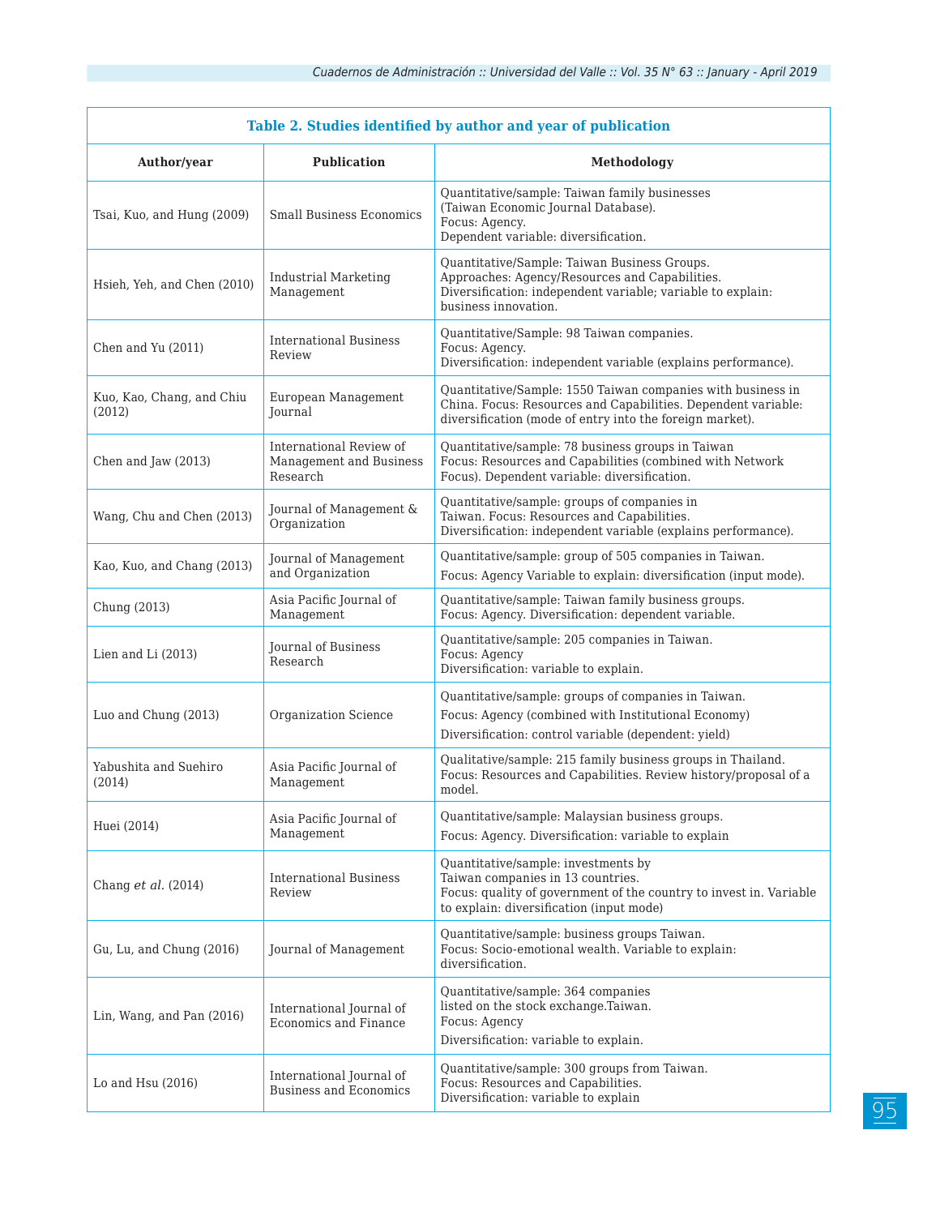**Table 2. Studies identified by author and year of publication**

| Author/year | Publication | Methodology |
|---|---|---|
| Tsai, Kuo, and Hung (2009) | Small Business Economics | Quantitative/sample: Taiwan family businesses (Taiwan Economic Journal Database). Focus: Agency. Dependent variable: diversification. |
| Hsieh, Yeh, and Chen (2010) | Industrial Marketing Management | Quantitative/Sample: Taiwan Business Groups. Approaches: Agency/Resources and Capabilities. Diversification: independent variable; variable to explain: business innovation. |
| Chen and Yu (2011) | International Business Review | Quantitative/Sample: 98 Taiwan companies. Focus: Agency. Diversification: independent variable (explains performance). |
| Kuo, Kao, Chang, and Chiu (2012) | European Management Journal | Quantitative/Sample: 1550 Taiwan companies with business in China. Focus: Resources and Capabilities. Dependent variable: diversification (mode of entry into the foreign market). |
| Chen and Jaw (2013) | International Review of Management and Business Research | Quantitative/sample: 78 business groups in Taiwan Focus: Resources and Capabilities (combined with Network Focus). Dependent variable: diversification. |
| Wang, Chu and Chen (2013) | Journal of Management & Organization | Quantitative/sample: groups of companies in Taiwan. Focus: Resources and Capabilities. Diversification: independent variable (explains performance). |
| Kao, Kuo, and Chang (2013) | Journal of Management and Organization | Quantitative/sample: group of 505 companies in Taiwan. Focus: Agency Variable to explain: diversification (input mode). |
| Chung (2013) | Asia Pacific Journal of Management | Quantitative/sample: Taiwan family business groups. Focus: Agency. Diversification: dependent variable. |
| Lien and Li (2013) | Journal of Business Research | Quantitative/sample: 205 companies in Taiwan. Focus: Agency Diversification: variable to explain. |
| Luo and Chung (2013) | Organization Science | Quantitative/sample: groups of companies in Taiwan. Focus: Agency (combined with Institutional Economy) Diversification: control variable (dependent: yield) |
| Yabushita and Suehiro (2014) | Asia Pacific Journal of Management | Qualitative/sample: 215 family business groups in Thailand. Focus: Resources and Capabilities. Review history/proposal of a model. |
| Huei (2014) | Asia Pacific Journal of Management | Quantitative/sample: Malaysian business groups. Focus: Agency. Diversification: variable to explain |
| Chang *et al.* (2014) | International Business Review | Quantitative/sample: investments by Taiwan companies in 13 countries. Focus: quality of government of the country to invest in. Variable to explain: diversification (input mode) |
| Gu, Lu, and Chung (2016) | Journal of Management | Quantitative/sample: business groups Taiwan. Focus: Socio-emotional wealth. Variable to explain: diversification. |
| Lin, Wang, and Pan (2016) | International Journal of Economics and Finance | Quantitative/sample: 364 companies listed on the stock exchange.Taiwan. Focus: Agency Diversification: variable to explain. |
| Lo and Hsu (2016) | International Journal of Business and Economics | Quantitative/sample: 300 groups from Taiwan. Focus: Resources and Capabilities. Diversification: variable to explain |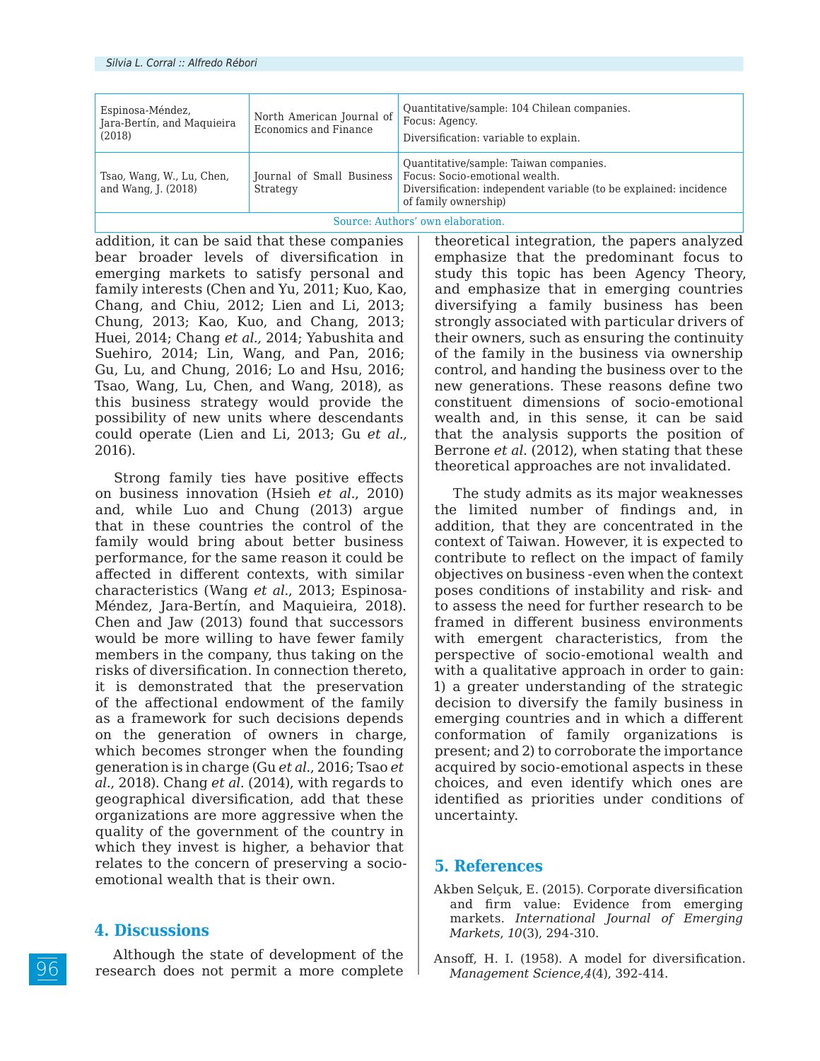| | | |
|---|---|---|
| Espinosa-Méndez, Jara-Bertín, and Maquieira (2018) | North American Journal of Economics and Finance | Quantitative/sample: 104 Chilean companies.<br>Focus: Agency.<br>Diversification: variable to explain. |
| Tsao, Wang, W., Lu, Chen, and Wang, J. (2018) | Journal of Small Business Strategy | Quantitative/sample: Taiwan companies.<br>Focus: Socio-emotional wealth.<br>Diversification: independent variable (to be explained: incidence of family ownership) |

Source: Authors' own elaboration.

addition, it can be said that these companies bear broader levels of diversification in emerging markets to satisfy personal and family interests (Chen and Yu, 2011; Kuo, Kao, Chang, and Chiu, 2012; Lien and Li, 2013; Chung, 2013; Kao, Kuo, and Chang, 2013; Huei, 2014; Chang *et al.,* 2014; Yabushita and Suehiro, 2014; Lin, Wang, and Pan, 2016; Gu, Lu, and Chung, 2016; Lo and Hsu, 2016; Tsao, Wang, Lu, Chen, and Wang, 2018), as this business strategy would provide the possibility of new units where descendants could operate (Lien and Li, 2013; Gu *et al.,* 2016).

Strong family ties have positive effects on business innovation (Hsieh *et al.*, 2010) and, while Luo and Chung (2013) argue that in these countries the control of the family would bring about better business performance, for the same reason it could be affected in different contexts, with similar characteristics (Wang *et al.*, 2013; Espinosa-Méndez, Jara-Bertín, and Maquieira, 2018). Chen and Jaw (2013) found that successors would be more willing to have fewer family members in the company, thus taking on the risks of diversification. In connection thereto, it is demonstrated that the preservation of the affectional endowment of the family as a framework for such decisions depends on the generation of owners in charge, which becomes stronger when the founding generation is in charge (Gu *et al.*, 2016; Tsao *et al.*, 2018). Chang *et al.* (2014), with regards to geographical diversification, add that these organizations are more aggressive when the quality of the government of the country in which they invest is higher, a behavior that relates to the concern of preserving a socio-emotional wealth that is their own.

## 4. Discussions

Although the state of development of the research does not permit a more complete theoretical integration, the papers analyzed emphasize that the predominant focus to study this topic has been Agency Theory, and emphasize that in emerging countries diversifying a family business has been strongly associated with particular drivers of their owners, such as ensuring the continuity of the family in the business via ownership control, and handing the business over to the new generations. These reasons define two constituent dimensions of socio-emotional wealth and, in this sense, it can be said that the analysis supports the position of Berrone *et al.* (2012), when stating that these theoretical approaches are not invalidated.

The study admits as its major weaknesses the limited number of findings and, in addition, that they are concentrated in the context of Taiwan. However, it is expected to contribute to reflect on the impact of family objectives on business -even when the context poses conditions of instability and risk- and to assess the need for further research to be framed in different business environments with emergent characteristics, from the perspective of socio-emotional wealth and with a qualitative approach in order to gain: 1) a greater understanding of the strategic decision to diversify the family business in emerging countries and in which a different conformation of family organizations is present; and 2) to corroborate the importance acquired by socio-emotional aspects in these choices, and even identify which ones are identified as priorities under conditions of uncertainty.

## 5. References

Akben Selçuk, E. (2015). Corporate diversification and firm value: Evidence from emerging markets. *International Journal of Emerging Markets*, *10*(3), 294-310.

Ansoff, H. I. (1958). A model for diversification. *Management Science*,*4*(4), 392-414.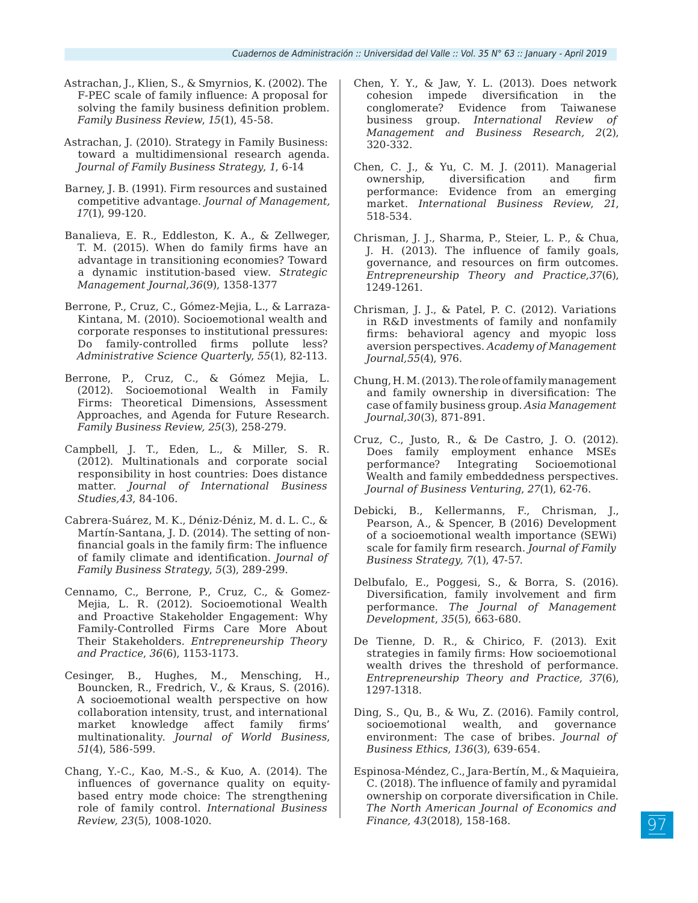Astrachan, J., Klien, S., & Smyrnios, K. (2002). The F-PEC scale of family influence: A proposal for solving the family business definition problem. *Family Business Review*, *15*(1), 45-58.

Astrachan, J. (2010). Strategy in Family Business: toward a multidimensional research agenda. *Journal of Family Business Strategy*, *1*, 6-14

Barney, J. B. (1991). Firm resources and sustained competitive advantage. *Journal of Management, 17*(1), 99-120.

Banalieva, E. R., Eddleston, K. A., & Zellweger, T. M. (2015). When do family firms have an advantage in transitioning economies? Toward a dynamic institution-based view. *Strategic Management Journal,36*(9), 1358-1377

Berrone, P., Cruz, C., Gómez-Mejia, L., & Larraza-Kintana, M. (2010). Socioemotional wealth and corporate responses to institutional pressures: Do family-controlled firms pollute less? *Administrative Science Quarterly*, *55*(1), 82-113.

Berrone, P., Cruz, C., & Gómez Mejia, L. (2012). Socioemotional Wealth in Family Firms: Theoretical Dimensions, Assessment Approaches, and Agenda for Future Research. *Family Business Review*, *25*(3), 258-279.

Campbell, J. T., Eden, L., & Miller, S. R. (2012). Multinationals and corporate social responsibility in host countries: Does distance matter. *Journal of International Business Studies,43*, 84-106.

Cabrera-Suárez, M. K., Déniz-Déniz, M. d. L. C., & Martín-Santana, J. D. (2014). The setting of non-financial goals in the family firm: The influence of family climate and identification. *Journal of Family Business Strategy*, *5*(3), 289-299.

Cennamo, C., Berrone, P., Cruz, C., & Gomez-Mejia, L. R. (2012). Socioemotional Wealth and Proactive Stakeholder Engagement: Why Family-Controlled Firms Care More About Their Stakeholders. *Entrepreneurship Theory and Practice*, *36*(6), 1153-1173.

Cesinger, B., Hughes, M., Mensching, H., Bouncken, R., Fredrich, V., & Kraus, S. (2016). A socioemotional wealth perspective on how collaboration intensity, trust, and international market knowledge affect family firms' multinationality. *Journal of World Business*, *51*(4), 586-599.

Chang, Y.-C., Kao, M.-S., & Kuo, A. (2014). The influences of governance quality on equity-based entry mode choice: The strengthening role of family control. *International Business Review, 23*(5), 1008-1020.

Chen, Y. Y., & Jaw, Y. L. (2013). Does network cohesion impede diversification in the conglomerate? Evidence from Taiwanese business group. *International Review of Management and Business Research, 2*(2), 320-332.

Chen, C. J., & Yu, C. M. J. (2011). Managerial ownership, diversification and firm performance: Evidence from an emerging market. *International Business Review*, *21*, 518-534.

Chrisman, J. J., Sharma, P., Steier, L. P., & Chua, J. H. (2013). The influence of family goals, governance, and resources on firm outcomes. *Entrepreneurship Theory and Practice,37*(6), 1249-1261.

Chrisman, J. J., & Patel, P. C. (2012). Variations in R&D investments of family and nonfamily firms: behavioral agency and myopic loss aversion perspectives. *Academy of Management Journal,55*(4), 976.

Chung, H. M. (2013). The role of family management and family ownership in diversification: The case of family business group. *Asia Management Journal,30*(3), 871-891.

Cruz, C., Justo, R., & De Castro, J. O. (2012). Does family employment enhance MSEs performance? Integrating Socioemotional Wealth and family embeddedness perspectives. *Journal of Business Venturing*, *27*(1), 62-76.

Debicki, B., Kellermanns, F., Chrisman, J., Pearson, A., & Spencer, B (2016) Development of a socioemotional wealth importance (SEWi) scale for family firm research. *Journal of Family Business Strategy, 7*(1), 47-57.

Delbufalo, E., Poggesi, S., & Borra, S. (2016). Diversification, family involvement and firm performance. *The Journal of Management Development*, *35*(5), 663-680.

De Tienne, D. R., & Chirico, F. (2013). Exit strategies in family firms: How socioemotional wealth drives the threshold of performance. *Entrepreneurship Theory and Practice*, *37*(6), 1297-1318.

Ding, S., Qu, B., & Wu, Z. (2016). Family control, socioemotional wealth, and governance environment: The case of bribes. *Journal of Business Ethics, 136*(3), 639-654.

Espinosa-Méndez, C., Jara-Bertín, M., & Maquieira, C. (2018). The influence of family and pyramidal ownership on corporate diversification in Chile. *The North American Journal of Economics and Finance, 43*(2018), 158-168.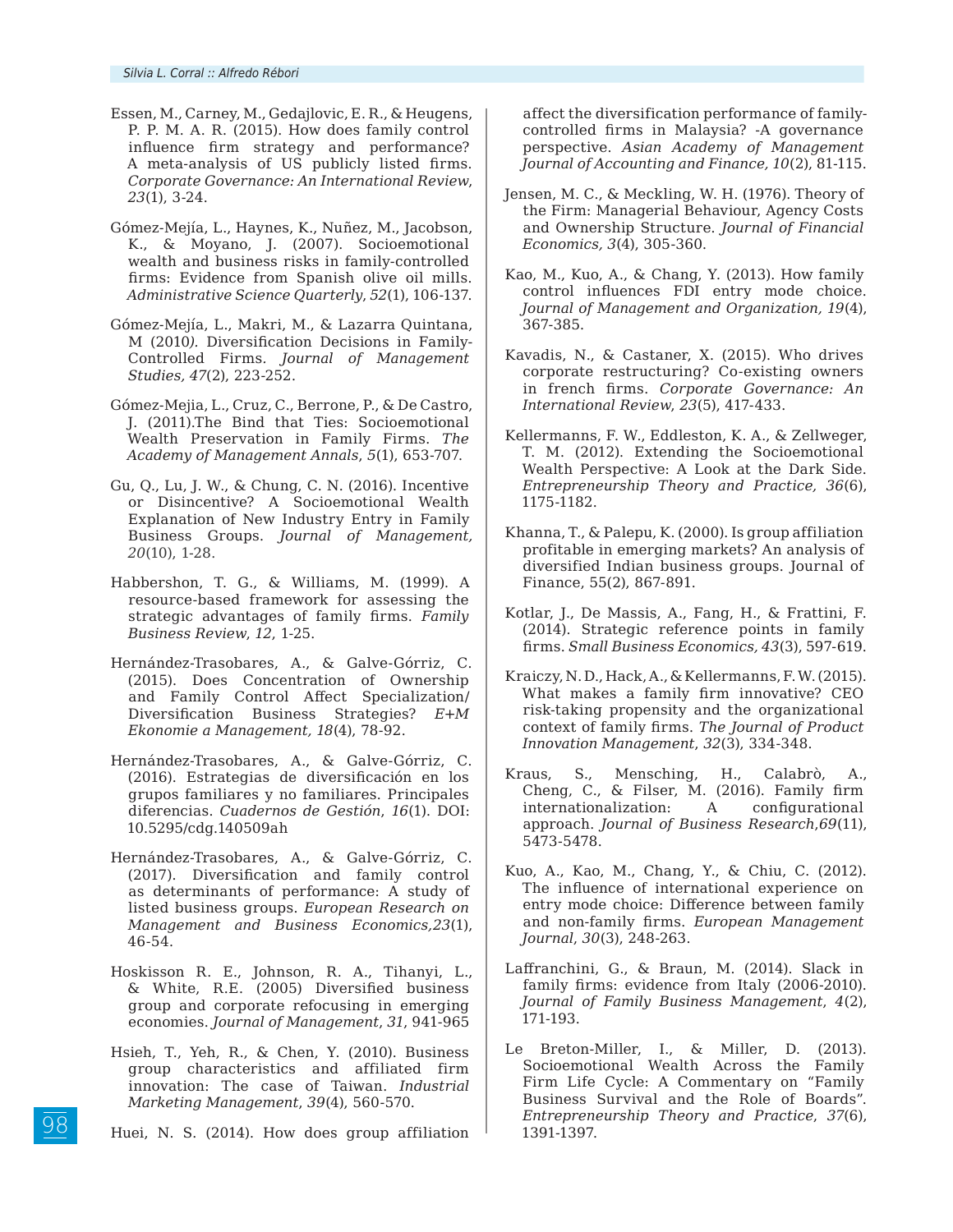Essen, M., Carney, M., Gedajlovic, E. R., & Heugens, P. P. M. A. R. (2015). How does family control influence firm strategy and performance? A meta-analysis of US publicly listed firms. *Corporate Governance: An International Review*, *23*(1), 3-24.

Gómez-Mejía, L., Haynes, K., Nuñez, M., Jacobson, K., & Moyano, J. (2007). Socioemotional wealth and business risks in family-controlled firms: Evidence from Spanish olive oil mills. *Administrative Science Quarterly*, *52*(1), 106-137.

Gómez-Mejía, L., Makri, M., & Lazarra Quintana, M (2010*).* Diversification Decisions in Family-Controlled Firms. *Journal of Management Studies, 47*(2), 223-252.

Gómez-Mejia, L., Cruz, C., Berrone, P., & De Castro, J. (2011).The Bind that Ties: Socioemotional Wealth Preservation in Family Firms. *The Academy of Management Annals*, *5*(1), 653-707.

Gu, Q., Lu, J. W., & Chung, C. N. (2016). Incentive or Disincentive? A Socioemotional Wealth Explanation of New Industry Entry in Family Business Groups. *Journal of Management, 20*(10), 1-28.

Habbershon, T. G., & Williams, M. (1999). A resource-based framework for assessing the strategic advantages of family firms. *Family Business Review*, *12*, 1-25.

Hernández-Trasobares, A., & Galve-Górriz, C. (2015). Does Concentration of Ownership and Family Control Affect Specialization/ Diversification Business Strategies? *E+M Ekonomie a Management, 18*(4), 78-92.

Hernández-Trasobares, A., & Galve-Górriz, C. (2016). Estrategias de diversificación en los grupos familiares y no familiares. Principales diferencias. *Cuadernos de Gestión*, *16*(1). DOI: 10.5295/cdg.140509ah

Hernández-Trasobares, A., & Galve-Górriz, C. (2017). Diversification and family control as determinants of performance: A study of listed business groups. *European Research on Management and Business Economics,23*(1), 46-54.

Hoskisson R. E., Johnson, R. A., Tihanyi, L., & White, R.E. (2005) Diversified business group and corporate refocusing in emerging economies. *Journal of Management*, *31*, 941-965

Hsieh, T., Yeh, R., & Chen, Y. (2010). Business group characteristics and affiliated firm innovation: The case of Taiwan. *Industrial Marketing Management*, *39*(4), 560-570.

Huei, N. S. (2014). How does group affiliation affect the diversification performance of family-controlled firms in Malaysia? -A governance perspective. *Asian Academy of Management Journal of Accounting and Finance, 10*(2), 81-115.

Jensen, M. C., & Meckling, W. H. (1976). Theory of the Firm: Managerial Behaviour, Agency Costs and Ownership Structure. *Journal of Financial Economics, 3*(4), 305-360.

Kao, M., Kuo, A., & Chang, Y. (2013). How family control influences FDI entry mode choice. *Journal of Management and Organization, 19*(4), 367-385.

Kavadis, N., & Castaner, X. (2015). Who drives corporate restructuring? Co-existing owners in french firms. *Corporate Governance: An International Review*, *23*(5), 417-433.

Kellermanns, F. W., Eddleston, K. A., & Zellweger, T. M. (2012). Extending the Socioemotional Wealth Perspective: A Look at the Dark Side. *Entrepreneurship Theory and Practice, 36*(6), 1175-1182.

Khanna, T., & Palepu, K. (2000). Is group affiliation profitable in emerging markets? An analysis of diversified Indian business groups. Journal of Finance, 55(2), 867-891.

Kotlar, J., De Massis, A., Fang, H., & Frattini, F. (2014). Strategic reference points in family firms. *Small Business Economics, 43*(3), 597-619.

Kraiczy, N. D., Hack, A., & Kellermanns, F. W. (2015). What makes a family firm innovative? CEO risk-taking propensity and the organizational context of family firms. *The Journal of Product Innovation Management*, *32*(3), 334-348.

Kraus, S., Mensching, H., Calabrò, A., Cheng, C., & Filser, M. (2016). Family firm internationalization: A configurational approach. *Journal of Business Research*,*69*(11), 5473-5478.

Kuo, A., Kao, M., Chang, Y., & Chiu, C. (2012). The influence of international experience on entry mode choice: Difference between family and non-family firms. *European Management Journal*, *30*(3), 248-263.

Laffranchini, G., & Braun, M. (2014). Slack in family firms: evidence from Italy (2006-2010). *Journal of Family Business Management*, *4*(2), 171-193.

Le Breton-Miller, I., & Miller, D. (2013). Socioemotional Wealth Across the Family Firm Life Cycle: A Commentary on "Family Business Survival and the Role of Boards". *Entrepreneurship Theory and Practice*, *37*(6), 1391-1397.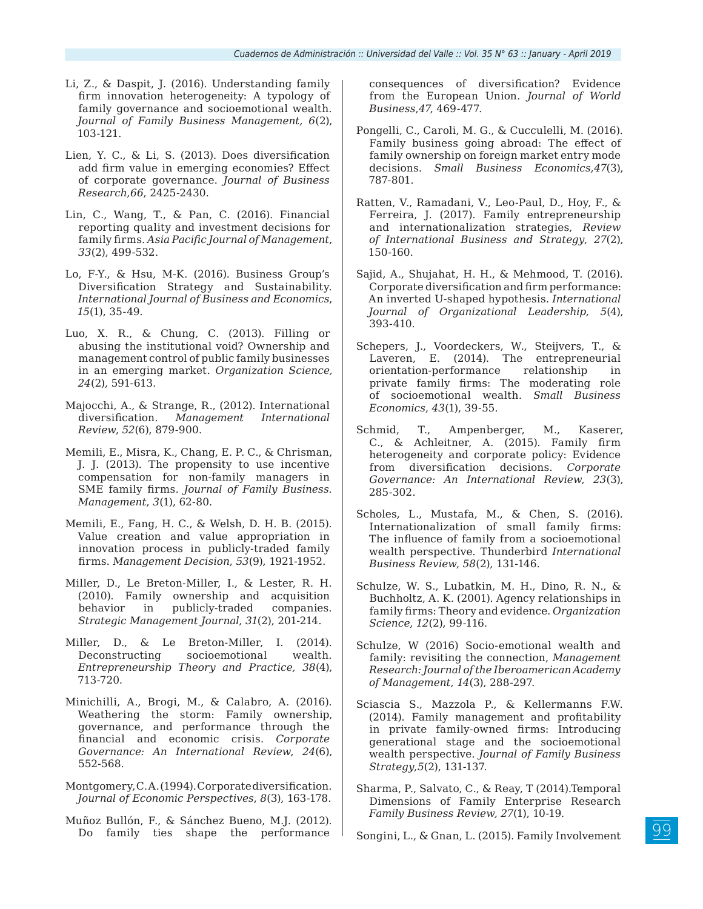Li, Z., & Daspit, J. (2016). Understanding family firm innovation heterogeneity: A typology of family governance and socioemotional wealth. *Journal of Family Business Management, 6*(2), 103-121.

Lien, Y. C., & Li, S. (2013). Does diversification add firm value in emerging economies? Effect of corporate governance. *Journal of Business Research,66*, 2425-2430.

Lin, C., Wang, T., & Pan, C. (2016). Financial reporting quality and investment decisions for family firms. *Asia Pacific Journal of Management*, *33*(2), 499-532.

Lo, F-Y., & Hsu, M-K. (2016). Business Group's Diversification Strategy and Sustainability. *International Journal of Business and Economics*, *15*(1), 35-49.

Luo, X. R., & Chung, C. (2013). Filling or abusing the institutional void? Ownership and management control of public family businesses in an emerging market. *Organization Science, 24*(2), 591-613.

Majocchi, A., & Strange, R., (2012). International diversification. *Management International Review*, *52*(6), 879-900.

Memili, E., Misra, K., Chang, E. P. C., & Chrisman, J. J. (2013). The propensity to use incentive compensation for non-family managers in SME family firms. *Journal of Family Business. Management*, *3*(1), 62-80.

Memili, E., Fang, H. C., & Welsh, D. H. B. (2015). Value creation and value appropriation in innovation process in publicly-traded family firms. *Management Decision*, *53*(9), 1921-1952.

Miller, D., Le Breton-Miller, I., & Lester, R. H. (2010). Family ownership and acquisition behavior in publicly-traded companies. *Strategic Management Journal, 31*(2), 201-214.

Miller, D., & Le Breton-Miller, I. (2014). Deconstructing socioemotional wealth. *Entrepreneurship Theory and Practice, 38*(4), 713-720.

Minichilli, A., Brogi, M., & Calabro, A. (2016). Weathering the storm: Family ownership, governance, and performance through the financial and economic crisis. *Corporate Governance: An International Review*, *24*(6), 552-568.

Montgomery, C.A. (1994). Corporate diversification. *Journal of Economic Perspectives*, *8*(3), 163-178.

Muñoz Bullón, F., & Sánchez Bueno, M.J. (2012). Do family ties shape the performance consequences of diversification? Evidence from the European Union. *Journal of World Business,47*, 469-477.

Pongelli, C., Caroli, M. G., & Cucculelli, M. (2016). Family business going abroad: The effect of family ownership on foreign market entry mode decisions. *Small Business Economics,47*(3), 787-801.

Ratten, V., Ramadani, V., Leo-Paul, D., Hoy, F., & Ferreira, J. (2017). Family entrepreneurship and internationalization strategies, *Review of International Business and Strategy*, *27*(2), 150-160.

Sajid, A., Shujahat, H. H., & Mehmood, T. (2016). Corporate diversification and firm performance: An inverted U-shaped hypothesis. *International Journal of Organizational Leadership, 5*(4), 393-410.

Schepers, J., Voordeckers, W., Steijvers, T., & Laveren, E. (2014). The entrepreneurial orientation-performance relationship in private family firms: The moderating role of socioemotional wealth. *Small Business Economics*, *43*(1), 39-55.

Schmid, T., Ampenberger, M., Kaserer, C., & Achleitner, A. (2015). Family firm heterogeneity and corporate policy: Evidence from diversification decisions. *Corporate Governance: An International Review*, *23*(3), 285-302.

Scholes, L., Mustafa, M., & Chen, S. (2016). Internationalization of small family firms: The influence of family from a socioemotional wealth perspective. Thunderbird *International Business Review*, *58*(2), 131-146.

Schulze, W. S., Lubatkin, M. H., Dino, R. N., & Buchholtz, A. K. (2001). Agency relationships in family firms: Theory and evidence. *Organization Science*, *12*(2), 99-116.

Schulze, W (2016) Socio-emotional wealth and family: revisiting the connection, *Management Research: Journal of the Iberoamerican Academy of Management*, *14*(3), 288-297.

Sciascia S., Mazzola P., & Kellermanns F.W. (2014). Family management and profitability in private family-owned firms: Introducing generational stage and the socioemotional wealth perspective. *Journal of Family Business Strategy,5*(2), 131-137.

Sharma, P., Salvato, C., & Reay, T (2014).Temporal Dimensions of Family Enterprise Research *Family Business Review, 27*(1), 10-19.

Songini, L., & Gnan, L. (2015). Family Involvement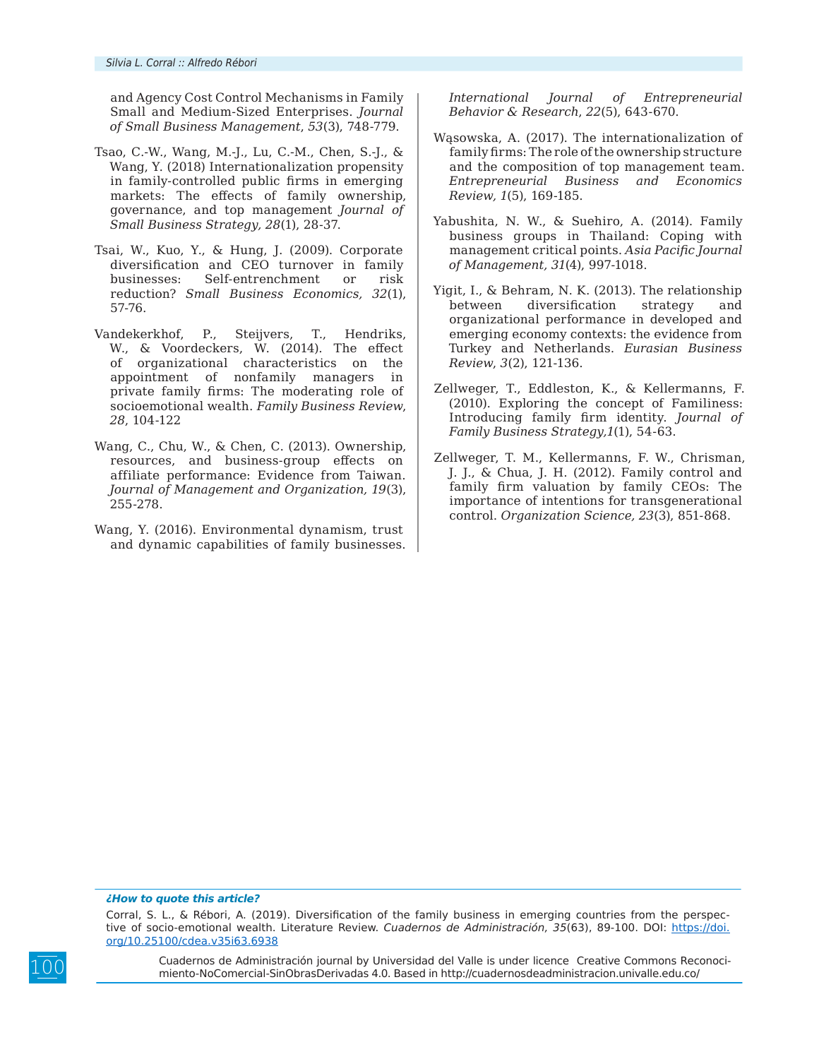and Agency Cost Control Mechanisms in Family Small and Medium-Sized Enterprises. *Journal of Small Business Management*, *53*(3), 748-779.

Tsao, C.-W., Wang, M.-J., Lu, C.-M., Chen, S.-J., & Wang, Y. (2018) Internationalization propensity in family-controlled public firms in emerging markets: The effects of family ownership, governance, and top management *Journal of Small Business Strategy, 28*(1), 28-37.

Tsai, W., Kuo, Y., & Hung, J. (2009). Corporate diversification and CEO turnover in family businesses: Self-entrenchment or risk reduction? *Small Business Economics, 32*(1), 57-76.

Vandekerkhof, P., Steijvers, T., Hendriks, W., & Voordeckers, W. (2014). The effect of organizational characteristics on the appointment of nonfamily managers in private family firms: The moderating role of socioemotional wealth. *Family Business Review, 28*, 104-122

Wang, C., Chu, W., & Chen, C. (2013). Ownership, resources, and business-group effects on affiliate performance: Evidence from Taiwan. *Journal of Management and Organization, 19*(3), 255-278.

Wang, Y. (2016). Environmental dynamism, trust and dynamic capabilities of family businesses. *International Journal of Entrepreneurial Behavior & Research*, *22*(5), 643-670.

Wąsowska, A. (2017). The internationalization of family firms: The role of the ownership structure and the composition of top management team. *Entrepreneurial Business and Economics Review, 1*(5), 169-185.

Yabushita, N. W., & Suehiro, A. (2014). Family business groups in Thailand: Coping with management critical points. *Asia Pacific Journal of Management, 31*(4), 997-1018.

Yigit, I., & Behram, N. K. (2013). The relationship between diversification strategy and organizational performance in developed and emerging economy contexts: the evidence from Turkey and Netherlands. *Eurasian Business Review*, *3*(2), 121-136.

Zellweger, T., Eddleston, K., & Kellermanns, F. (2010). Exploring the concept of Familiness: Introducing family firm identity. *Journal of Family Business Strategy,1*(1), 54-63.

Zellweger, T. M., Kellermanns, F. W., Chrisman, J. J., & Chua, J. H. (2012). Family control and family firm valuation by family CEOs: The importance of intentions for transgenerational control. *Organization Science, 23*(3), 851-868.

***¿How to quote this article?***

Corral, S. L., & Rébori, A. (2019). Diversification of the family business in emerging countries from the perspective of socio-emotional wealth. Literature Review. *Cuadernos de Administración*, *35*(63), 89-100. DOI: https://doi.org/10.25100/cdea.v35i63.6938

Cuadernos de Administración journal by Universidad del Valle is under licence Creative Commons Reconocimiento-NoComercial-SinObrasDerivadas 4.0. Based in http://cuadernosdeadministracion.univalle.edu.co/